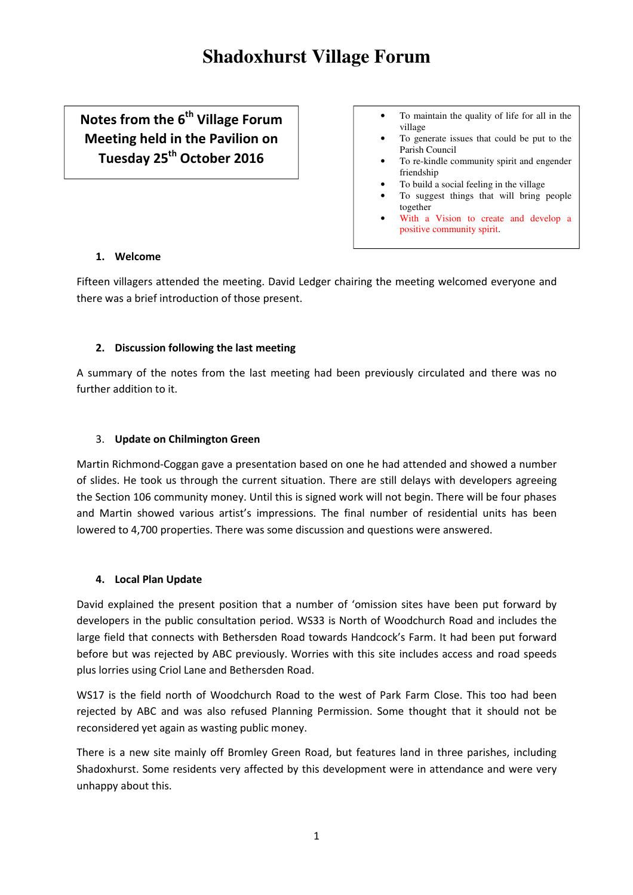# Shadoxhurst Village Forum

**Notes from the 6th Village Forum Meeting held in the Pavilion on Tuesday 25th October 2016**

- To maintain the quality of life for all in the village
- To generate issues that could be put to the Parish Council
- To re-kindle community spirit and engender friendship
- To build a social feeling in the village
- To suggest things that will bring people together
- With a Vision to create and develop a positive community spirit.

## 1. Welcome

Fifteen villagers attended the meeting. David Ledger chairing the meeting welcomed everyone and there was a brief introduction of those present.

## 2. Discussion following the last meeting

A summary of the notes from the last meeting had been previously circulated and there was no further addition to it.

## 3. Update on Chilmington Green

Martin Richmond-Coggan gave a presentation based on one he had attended and showed a number of slides. He took us through the current situation. There are still delays with developers agreeing the Section 106 community money. Until this is signed work will not begin. There will be four phases and Martin showed various artist's impressions. The final number of residential units has been lowered to 4,700 properties. There was some discussion and questions were answered.

## 4. Local Plan Update

David explained the present position that a number of 'omission sites have been put forward by developers in the public consultation period. WS33 is North of Woodchurch Road and includes the large field that connects with Bethersden Road towards Handcock's Farm. It had been put forward before but was rejected by ABC previously. Worries with this site includes access and road speeds plus lorries using Criol Lane and Bethersden Road.

WS17 is the field north of Woodchurch Road to the west of Park Farm Close. This too had been rejected by ABC and was also refused Planning Permission. Some thought that it should not be reconsidered yet again as wasting public money.

There is a new site mainly off Bromley Green Road, but features land in three parishes, including Shadoxhurst. Some residents very affected by this development were in attendance and were very unhappy about this.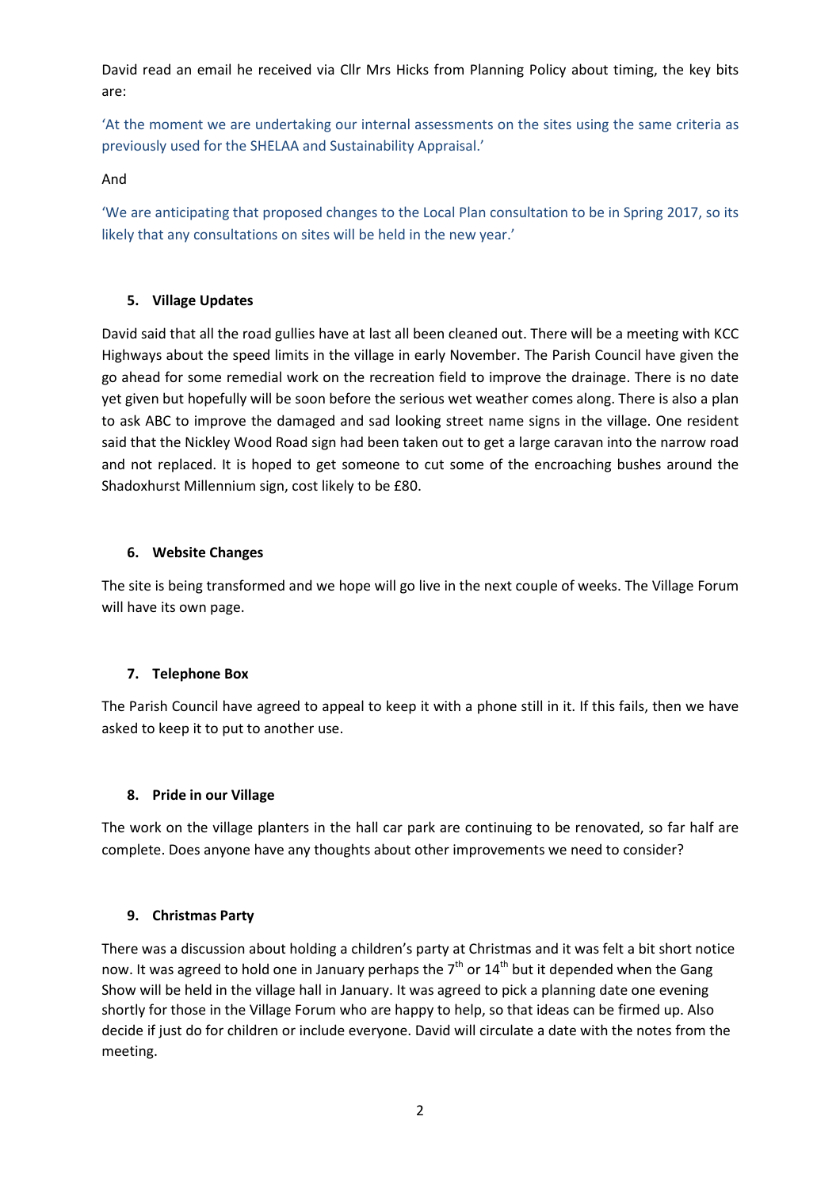David read an email he received via Cllr Mrs Hicks from Planning Policy about timing, the key bits are:

'At the moment we are undertaking our internal assessments on the sites using the same criteria as previously used for the SHELAA and Sustainability Appraisal.'

And

'We are anticipating that proposed changes to the Local Plan consultation to be in Spring 2017, so its likely that any consultations on sites will be held in the new year.'

### 5. Village Updates

David said that all the road gullies have at last all been cleaned out. There will be a meeting with KCC Highways about the speed limits in the village in early November. The Parish Council have given the go ahead for some remedial work on the recreation field to improve the drainage. There is no date yet given but hopefully will be soon before the serious wet weather comes along. There is also a plan to ask ABC to improve the damaged and sad looking street name signs in the village. One resident said that the Nickley Wood Road sign had been taken out to get a large caravan into the narrow road and not replaced. It is hoped to get someone to cut some of the encroaching bushes around the Shadoxhurst Millennium sign, cost likely to be £80.

### 6. Website Changes

The site is being transformed and we hope will go live in the next couple of weeks. The Village Forum will have its own page.

### 7. Telephone Box

The Parish Council have agreed to appeal to keep it with a phone still in it. If this fails, then we have asked to keep it to put to another use.

### 8. Pride in our Village

The work on the village planters in the hall car park are continuing to be renovated, so far half are complete. Does anyone have any thoughts about other improvements we need to consider?

### 9. Christmas Party

There was a discussion about holding a children's party at Christmas and it was felt a bit short notice now. It was agreed to hold one in January perhaps the 7th or 14th but it depended when the Gang Show will be held in the village hall in January. It was agreed to pick a planning date one evening shortly for those in the Village Forum who are happy to help, so that ideas can be firmed up. Also decide if just do for children or include everyone. David will circulate a date with the notes from the meeting.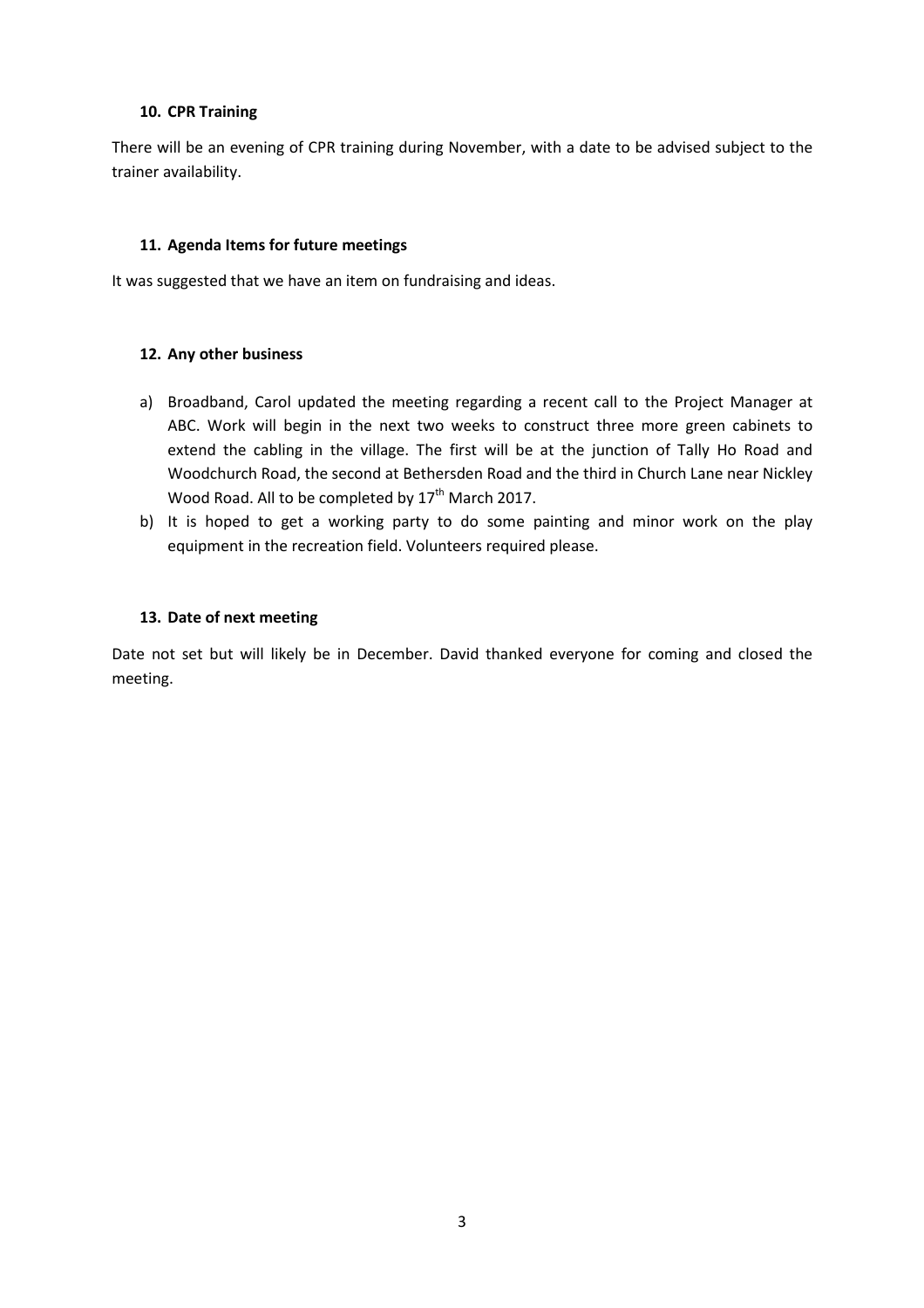#### 10. CPR Training

There will be an evening of CPR training during November, with a date to be advised subject to the trainer availability.

#### 11. Agenda Items for future meetings

It was suggested that we have an item on fundraising and ideas.

#### 12. Any other business

a) Broadband, Carol updated the meeting regarding a recent call to the Project Manager at ABC. Work will begin in the next two weeks to construct three more green cabinets to extend the cabling in the village. The first will be at the junction of Tally Ho Road and Woodchurch Road, the second at Bethersden Road and the third in Church Lane near Nickley Wood Road. All to be completed by 17th March 2017.

b) It is hoped to get a working party to do some painting and minor work on the play equipment in the recreation field. Volunteers required please.

#### 13. Date of next meeting

Date not set but will likely be in December. David thanked everyone for coming and closed the meeting.